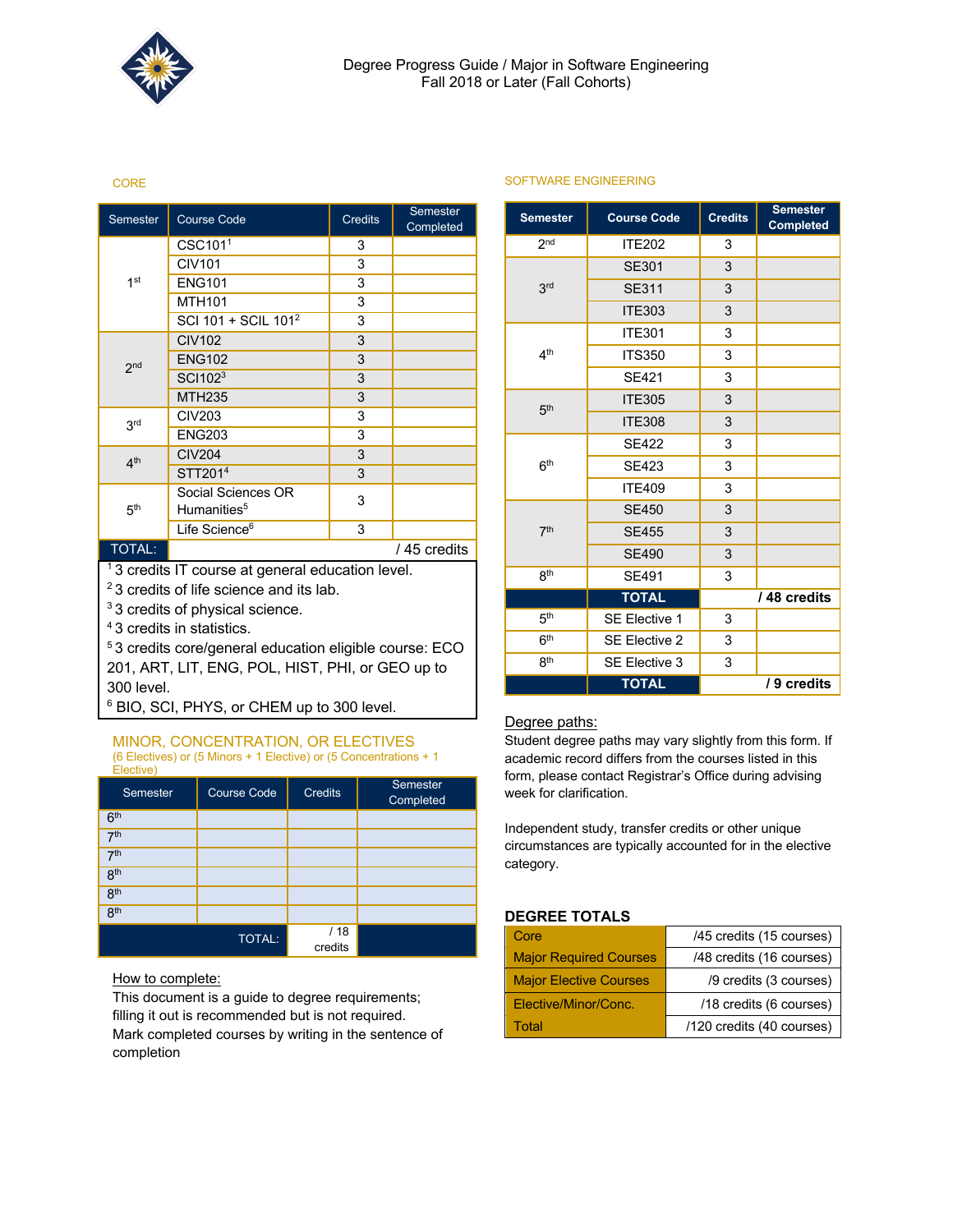# Degree Progress Guide / Major in Software Engineering
Fall 2018 or Later (Fall Cohorts)

## CORE

| Semester | Course Code | Credits | Semester Completed |
|---|---|---|---|
| 1st | CSC101[1] | 3 | |
| | CIV101 | 3 | |
| | ENG101 | 3 | |
| | MTH101 | 3 | |
| | SCI 101 + SCIL 101[2] | 3 | |
| 2nd | CIV102 | 3 | |
| | ENG102 | 3 | |
| | SCI102[3] | 3 | |
| | MTH235 | 3 | |
| 3rd | CIV203 | 3 | |
| | ENG203 | 3 | |
| 4th | CIV204 | 3 | |
| | STT201[4] | 3 | |
| 5th | Social Sciences OR Humanities[5] | 3 | |
| | Life Science[6] | 3 | |
| TOTAL: | | | / 45 credits |

[1] 3 credits IT course at general education level.
[2] 3 credits of life science and its lab.
[3] 3 credits of physical science.
[4] 3 credits in statistics.
[5] 3 credits core/general education eligible course: ECO 201, ART, LIT, ENG, POL, HIST, PHI, or GEO up to 300 level.
[6] BIO, SCI, PHYS, or CHEM up to 300 level.

## MINOR, CONCENTRATION, OR ELECTIVES

(6 Electives) or (5 Minors + 1 Elective) or (5 Concentrations + 1 Elective)

| Semester | Course Code | Credits | Semester Completed |
|---|---|---|---|
| 6th | | | |
| 7th | | | |
| 7th | | | |
| 8th | | | |
| 8th | | | |
| 8th | | | |
| TOTAL: | | / 18 credits | |

How to complete:
This document is a guide to degree requirements; filling it out is recommended but is not required.
Mark completed courses by writing in the sentence of completion

## SOFTWARE ENGINEERING

| Semester | Course Code | Credits | Semester Completed |
|---|---|---|---|
| 2nd | ITE202 | 3 | |
| 3rd | SE301 | 3 | |
| | SE311 | 3 | |
| | ITE303 | 3 | |
| 4th | ITE301 | 3 | |
| | ITS350 | 3 | |
| | SE421 | 3 | |
| 5th | ITE305 | 3 | |
| | ITE308 | 3 | |
| 6th | SE422 | 3 | |
| | SE423 | 3 | |
| | ITE409 | 3 | |
| 7th | SE450 | 3 | |
| | SE455 | 3 | |
| | SE490 | 3 | |
| 8th | SE491 | 3 | |
| | **TOTAL** | | **/ 48 credits** |
| 5th | SE Elective 1 | 3 | |
| 6th | SE Elective 2 | 3 | |
| 8th | SE Elective 3 | 3 | |
| | **TOTAL** | | **/ 9 credits** |

Degree paths:
Student degree paths may vary slightly from this form. If academic record differs from the courses listed in this form, please contact Registrar's Office during advising week for clarification.

Independent study, transfer credits or other unique circumstances are typically accounted for in the elective category.

## DEGREE TOTALS

| Category | Credits |
|---|---|
| Core | /45 credits (15 courses) |
| Major Required Courses | /48 credits (16 courses) |
| Major Elective Courses | /9 credits (3 courses) |
| Elective/Minor/Conc. | /18 credits (6 courses) |
| Total | /120 credits (40 courses) |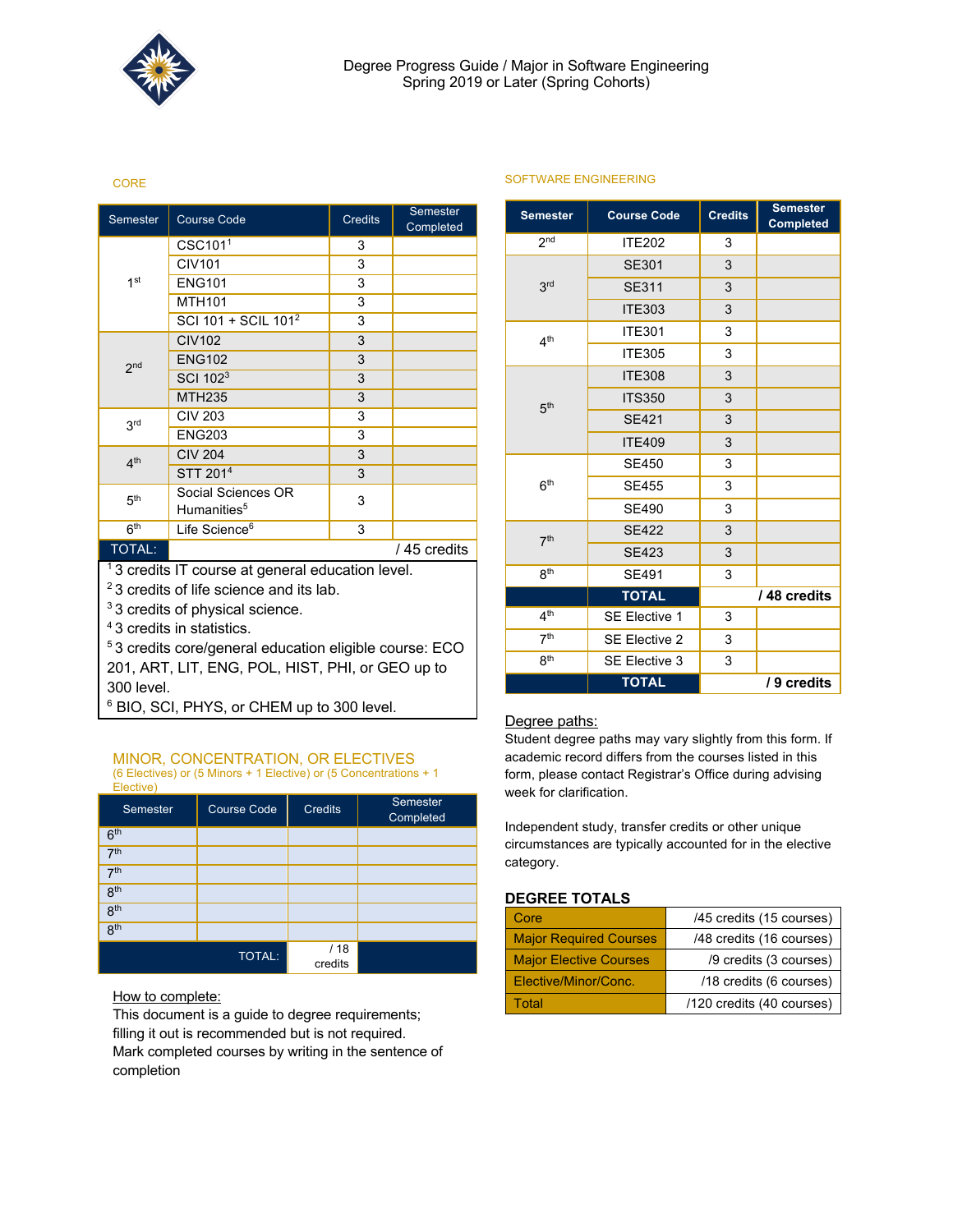# Degree Progress Guide / Major in Software Engineering
Spring 2019 or Later (Spring Cohorts)

## CORE

| Semester | Course Code | Credits | Semester Completed |
|---|---|---|---|
| 1st | CSC101[1] | 3 | |
| | CIV101 | 3 | |
| | ENG101 | 3 | |
| | MTH101 | 3 | |
| | SCI 101 + SCIL 101[2] | 3 | |
| 2nd | CIV102 | 3 | |
| | ENG102 | 3 | |
| | SCI 102[3] | 3 | |
| | MTH235 | 3 | |
| 3rd | CIV 203 | 3 | |
| | ENG203 | 3 | |
| 4th | CIV 204 | 3 | |
| | STT 201[4] | 3 | |
| 5th | Social Sciences OR Humanities[5] | 3 | |
| 6th | Life Science[6] | 3 | |
| TOTAL: | | | / 45 credits |

[1] 3 credits IT course at general education level.
[2] 3 credits of life science and its lab.
[3] 3 credits of physical science.
[4] 3 credits in statistics.
[5] 3 credits core/general education eligible course: ECO 201, ART, LIT, ENG, POL, HIST, PHI, or GEO up to 300 level.
[6] BIO, SCI, PHYS, or CHEM up to 300 level.

## MINOR, CONCENTRATION, OR ELECTIVES

(6 Electives) or (5 Minors + 1 Elective) or (5 Concentrations + 1 Elective)

| Semester | Course Code | Credits | Semester Completed |
|---|---|---|---|
| 6th | | | |
| 7th | | | |
| 7th | | | |
| 8th | | | |
| 8th | | | |
| 8th | | | |
| | TOTAL: | / 18 credits | |

How to complete:
This document is a guide to degree requirements; filling it out is recommended but is not required.
Mark completed courses by writing in the sentence of completion

## SOFTWARE ENGINEERING

| Semester | Course Code | Credits | Semester Completed |
|---|---|---|---|
| 2nd | ITE202 | 3 | |
| 3rd | SE301 | 3 | |
| | SE311 | 3 | |
| | ITE303 | 3 | |
| 4th | ITE301 | 3 | |
| | ITE305 | 3 | |
| 5th | ITE308 | 3 | |
| | ITS350 | 3 | |
| | SE421 | 3 | |
| | ITE409 | 3 | |
| 6th | SE450 | 3 | |
| | SE455 | 3 | |
| | SE490 | 3 | |
| 7th | SE422 | 3 | |
| | SE423 | 3 | |
| 8th | SE491 | 3 | |
| | **TOTAL** | | **/ 48 credits** |
| 4th | SE Elective 1 | 3 | |
| 7th | SE Elective 2 | 3 | |
| 8th | SE Elective 3 | 3 | |
| | **TOTAL** | | **/ 9 credits** |

Degree paths:
Student degree paths may vary slightly from this form. If academic record differs from the courses listed in this form, please contact Registrar's Office during advising week for clarification.

Independent study, transfer credits or other unique circumstances are typically accounted for in the elective category.

## DEGREE TOTALS

| | |
|---|---|
| Core | /45 credits (15 courses) |
| Major Required Courses | /48 credits (16 courses) |
| Major Elective Courses | /9 credits (3 courses) |
| Elective/Minor/Conc. | /18 credits (6 courses) |
| Total | /120 credits (40 courses) |